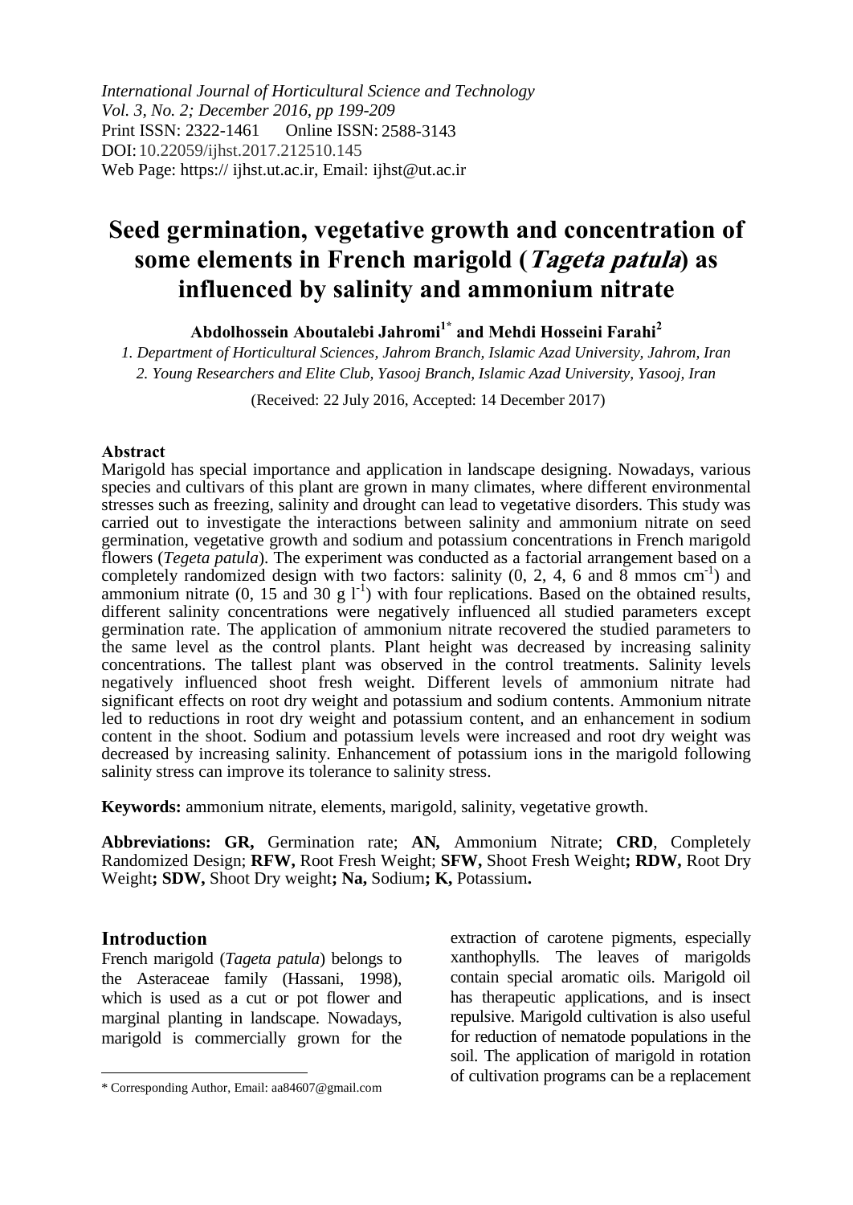*International Journal of Horticultural Science and Technology*
*Vol. 3, No. 2; December 2016, pp 199-209*
Print ISSN: 2322-1461 Online ISSN: 2588-3143
DOI: 10.22059/ijhst.2017.212510.145
Web Page: https:// ijhst.ut.ac.ir, Email: ijhst@ut.ac.ir

# Seed germination, vegetative growth and concentration of some elements in French marigold (*Tageta patula*) as influenced by salinity and ammonium nitrate

**Abdolhossein Aboutalebi Jahromi[1]* and Mehdi Hosseini Farahi[2]**

*1. Department of Horticultural Sciences, Jahrom Branch, Islamic Azad University, Jahrom, Iran*
*2. Young Researchers and Elite Club, Yasooj Branch, Islamic Azad University, Yasooj, Iran*

(Received: 22 July 2016, Accepted: 14 December 2017)

**Abstract**

Marigold has special importance and application in landscape designing. Nowadays, various species and cultivars of this plant are grown in many climates, where different environmental stresses such as freezing, salinity and drought can lead to vegetative disorders. This study was carried out to investigate the interactions between salinity and ammonium nitrate on seed germination, vegetative growth and sodium and potassium concentrations in French marigold flowers (*Tegeta patula*). The experiment was conducted as a factorial arrangement based on a completely randomized design with two factors: salinity (0, 2, 4, 6 and 8 mmos $cm^{-1}$) and ammonium nitrate (0, 15 and 30 g $l^{-1}$) with four replications. Based on the obtained results, different salinity concentrations were negatively influenced all studied parameters except germination rate. The application of ammonium nitrate recovered the studied parameters to the same level as the control plants. Plant height was decreased by increasing salinity concentrations. The tallest plant was observed in the control treatments. Salinity levels negatively influenced shoot fresh weight. Different levels of ammonium nitrate had significant effects on root dry weight and potassium and sodium contents. Ammonium nitrate led to reductions in root dry weight and potassium content, and an enhancement in sodium content in the shoot. Sodium and potassium levels were increased and root dry weight was decreased by increasing salinity. Enhancement of potassium ions in the marigold following salinity stress can improve its tolerance to salinity stress.

**Keywords:** ammonium nitrate, elements, marigold, salinity, vegetative growth.

**Abbreviations: GR,** Germination rate; **AN,** Ammonium Nitrate; **CRD**, Completely Randomized Design; **RFW,** Root Fresh Weight; **SFW,** Shoot Fresh Weight**; RDW,** Root Dry Weight**; SDW,** Shoot Dry weight**; Na,** Sodium**; K,** Potassium**.**

## Introduction

French marigold (*Tageta patula*) belongs to the Asteraceae family (Hassani, 1998), which is used as a cut or pot flower and marginal planting in landscape. Nowadays, marigold is commercially grown for the extraction of carotene pigments, especially xanthophylls. The leaves of marigolds contain special aromatic oils. Marigold oil has therapeutic applications, and is insect repulsive. Marigold cultivation is also useful for reduction of nematode populations in the soil. The application of marigold in rotation of cultivation programs can be a replacement

\* Corresponding Author, Email: aa84607@gmail.com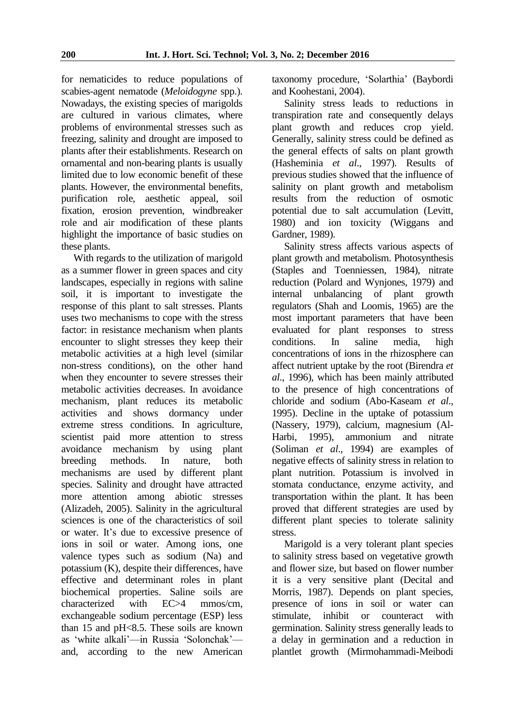for nematicides to reduce populations of scabies-agent nematode (*Meloidogyne* spp.). Nowadays, the existing species of marigolds are cultured in various climates, where problems of environmental stresses such as freezing, salinity and drought are imposed to plants after their establishments. Research on ornamental and non-bearing plants is usually limited due to low economic benefit of these plants. However, the environmental benefits, purification role, aesthetic appeal, soil fixation, erosion prevention, windbreaker role and air modification of these plants highlight the importance of basic studies on these plants.

With regards to the utilization of marigold as a summer flower in green spaces and city landscapes, especially in regions with saline soil, it is important to investigate the response of this plant to salt stresses. Plants uses two mechanisms to cope with the stress factor: in resistance mechanism when plants encounter to slight stresses they keep their metabolic activities at a high level (similar non-stress conditions), on the other hand when they encounter to severe stresses their metabolic activities decreases. In avoidance mechanism, plant reduces its metabolic activities and shows dormancy under extreme stress conditions. In agriculture, scientist paid more attention to stress avoidance mechanism by using plant breeding methods. In nature, both mechanisms are used by different plant species. Salinity and drought have attracted more attention among abiotic stresses (Alizadeh, 2005). Salinity in the agricultural sciences is one of the characteristics of soil or water. It's due to excessive presence of ions in soil or water. Among ions, one valence types such as sodium (Na) and potassium (K), despite their differences, have effective and determinant roles in plant biochemical properties. Saline soils are characterized with EC>4 mmos/cm, exchangeable sodium percentage (ESP) less than 15 and pH<8.5. These soils are known as 'white alkali'—in Russia 'Solonchak'—and, according to the new American taxonomy procedure, 'Solarthia' (Baybordi and Koohestani, 2004).

Salinity stress leads to reductions in transpiration rate and consequently delays plant growth and reduces crop yield. Generally, salinity stress could be defined as the general effects of salts on plant growth (Hasheminia *et al*., 1997). Results of previous studies showed that the influence of salinity on plant growth and metabolism results from the reduction of osmotic potential due to salt accumulation (Levitt, 1980) and ion toxicity (Wiggans and Gardner, 1989).

Salinity stress affects various aspects of plant growth and metabolism. Photosynthesis (Staples and Toenniessen, 1984), nitrate reduction (Polard and Wynjones, 1979) and internal unbalancing of plant growth regulators (Shah and Loomis, 1965) are the most important parameters that have been evaluated for plant responses to stress conditions. In saline media, high concentrations of ions in the rhizosphere can affect nutrient uptake by the root (Birendra *et al*., 1996), which has been mainly attributed to the presence of high concentrations of chloride and sodium (Abo-Kaseam *et al*., 1995). Decline in the uptake of potassium (Nassery, 1979), calcium, magnesium (Al-Harbi, 1995), ammonium and nitrate (Soliman *et al*., 1994) are examples of negative effects of salinity stress in relation to plant nutrition. Potassium is involved in stomata conductance, enzyme activity, and transportation within the plant. It has been proved that different strategies are used by different plant species to tolerate salinity stress.

Marigold is a very tolerant plant species to salinity stress based on vegetative growth and flower size, but based on flower number it is a very sensitive plant (Decital and Morris, 1987). Depends on plant species, presence of ions in soil or water can stimulate, inhibit or counteract with germination. Salinity stress generally leads to a delay in germination and a reduction in plantlet growth (Mirmohammadi-Meibodi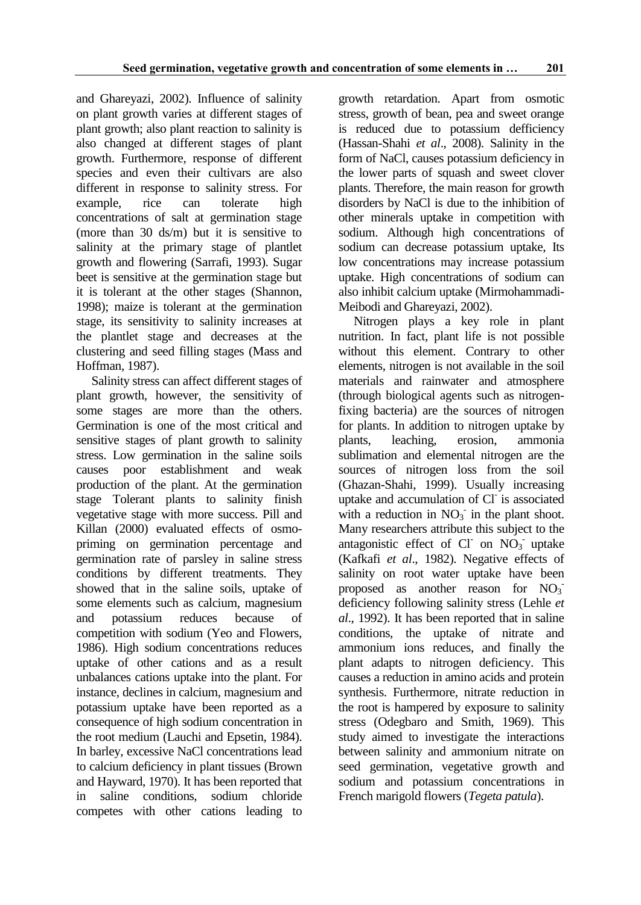and Ghareyazi, 2002). Influence of salinity on plant growth varies at different stages of plant growth; also plant reaction to salinity is also changed at different stages of plant growth. Furthermore, response of different species and even their cultivars are also different in response to salinity stress. For example, rice can tolerate high concentrations of salt at germination stage (more than 30 ds/m) but it is sensitive to salinity at the primary stage of plantlet growth and flowering (Sarrafi, 1993). Sugar beet is sensitive at the germination stage but it is tolerant at the other stages (Shannon, 1998); maize is tolerant at the germination stage, its sensitivity to salinity increases at the plantlet stage and decreases at the clustering and seed filling stages (Mass and Hoffman, 1987).

Salinity stress can affect different stages of plant growth, however, the sensitivity of some stages are more than the others. Germination is one of the most critical and sensitive stages of plant growth to salinity stress. Low germination in the saline soils causes poor establishment and weak production of the plant. At the germination stage Tolerant plants to salinity finish vegetative stage with more success. Pill and Killan (2000) evaluated effects of osmo-priming on germination percentage and germination rate of parsley in saline stress conditions by different treatments. They showed that in the saline soils, uptake of some elements such as calcium, magnesium and potassium reduces because of competition with sodium (Yeo and Flowers, 1986). High sodium concentrations reduces uptake of other cations and as a result unbalances cations uptake into the plant. For instance, declines in calcium, magnesium and potassium uptake have been reported as a consequence of high sodium concentration in the root medium (Lauchi and Epsetin, 1984). In barley, excessive NaCl concentrations lead to calcium deficiency in plant tissues (Brown and Hayward, 1970). It has been reported that in saline conditions, sodium chloride competes with other cations leading to growth retardation. Apart from osmotic stress, growth of bean, pea and sweet orange is reduced due to potassium defficiency (Hassan-Shahi *et al*., 2008). Salinity in the form of NaCl, causes potassium deficiency in the lower parts of squash and sweet clover plants. Therefore, the main reason for growth disorders by NaCl is due to the inhibition of other minerals uptake in competition with sodium. Although high concentrations of sodium can decrease potassium uptake, Its low concentrations may increase potassium uptake. High concentrations of sodium can also inhibit calcium uptake (Mirmohammadi-Meibodi and Ghareyazi, 2002).

Nitrogen plays a key role in plant nutrition. In fact, plant life is not possible without this element. Contrary to other elements, nitrogen is not available in the soil materials and rainwater and atmosphere (through biological agents such as nitrogen-fixing bacteria) are the sources of nitrogen for plants. In addition to nitrogen uptake by plants, leaching, erosion, ammonia sublimation and elemental nitrogen are the sources of nitrogen loss from the soil (Ghazan-Shahi, 1999). Usually increasing uptake and accumulation of $Cl^-$ is associated with a reduction in $NO_3^-$ in the plant shoot. Many researchers attribute this subject to the antagonistic effect of $Cl^-$ on $NO_3^-$ uptake (Kafkafi *et al*., 1982). Negative effects of salinity on root water uptake have been proposed as another reason for $NO_3^-$ deficiency following salinity stress (Lehle *et al*., 1992). It has been reported that in saline conditions, the uptake of nitrate and ammonium ions reduces, and finally the plant adapts to nitrogen deficiency. This causes a reduction in amino acids and protein synthesis. Furthermore, nitrate reduction in the root is hampered by exposure to salinity stress (Odegbaro and Smith, 1969). This study aimed to investigate the interactions between salinity and ammonium nitrate on seed germination, vegetative growth and sodium and potassium concentrations in French marigold flowers (*Tegeta patula*).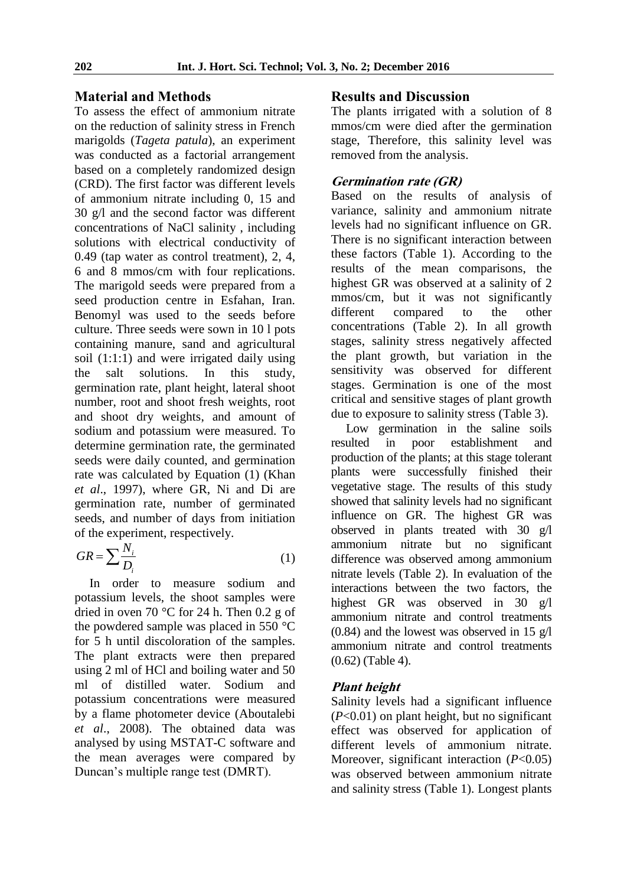## Material and Methods

To assess the effect of ammonium nitrate on the reduction of salinity stress in French marigolds (*Tageta patula*), an experiment was conducted as a factorial arrangement based on a completely randomized design (CRD). The first factor was different levels of ammonium nitrate including 0, 15 and 30 g/l and the second factor was different concentrations of NaCl salinity , including solutions with electrical conductivity of 0.49 (tap water as control treatment), 2, 4, 6 and 8 mmos/cm with four replications. The marigold seeds were prepared from a seed production centre in Esfahan, Iran. Benomyl was used to the seeds before culture. Three seeds were sown in 10 l pots containing manure, sand and agricultural soil (1:1:1) and were irrigated daily using the salt solutions. In this study, germination rate, plant height, lateral shoot number, root and shoot fresh weights, root and shoot dry weights, and amount of sodium and potassium were measured. To determine germination rate, the germinated seeds were daily counted, and germination rate was calculated by Equation (1) (Khan *et al*., 1997), where GR, Ni and Di are germination rate, number of germinated seeds, and number of days from initiation of the experiment, respectively.

$$GR = \sum \frac{N_i}{D_i} \quad (1)$$

In order to measure sodium and potassium levels, the shoot samples were dried in oven 70 °C for 24 h. Then 0.2 g of the powdered sample was placed in 550 °C for 5 h until discoloration of the samples. The plant extracts were then prepared using 2 ml of HCl and boiling water and 50 ml of distilled water. Sodium and potassium concentrations were measured by a flame photometer device (Aboutalebi *et al*., 2008). The obtained data was analysed by using MSTAT-C software and the mean averages were compared by Duncan's multiple range test (DMRT).

## Results and Discussion

The plants irrigated with a solution of 8 mmos/cm were died after the germination stage, Therefore, this salinity level was removed from the analysis.

### *Germination rate (GR)*

Based on the results of analysis of variance, salinity and ammonium nitrate levels had no significant influence on GR. There is no significant interaction between these factors (Table 1). According to the results of the mean comparisons, the highest GR was observed at a salinity of 2 mmos/cm, but it was not significantly different compared to the other concentrations (Table 2). In all growth stages, salinity stress negatively affected the plant growth, but variation in the sensitivity was observed for different stages. Germination is one of the most critical and sensitive stages of plant growth due to exposure to salinity stress (Table 3).

Low germination in the saline soils resulted in poor establishment and production of the plants; at this stage tolerant plants were successfully finished their vegetative stage. The results of this study showed that salinity levels had no significant influence on GR. The highest GR was observed in plants treated with 30 g/l ammonium nitrate but no significant difference was observed among ammonium nitrate levels (Table 2). In evaluation of the interactions between the two factors, the highest GR was observed in 30 g/l ammonium nitrate and control treatments (0.84) and the lowest was observed in 15 g/l ammonium nitrate and control treatments (0.62) (Table 4).

### *Plant height*

Salinity levels had a significant influence ($P$<0.01) on plant height, but no significant effect was observed for application of different levels of ammonium nitrate. Moreover, significant interaction ($P$<0.05) was observed between ammonium nitrate and salinity stress (Table 1). Longest plants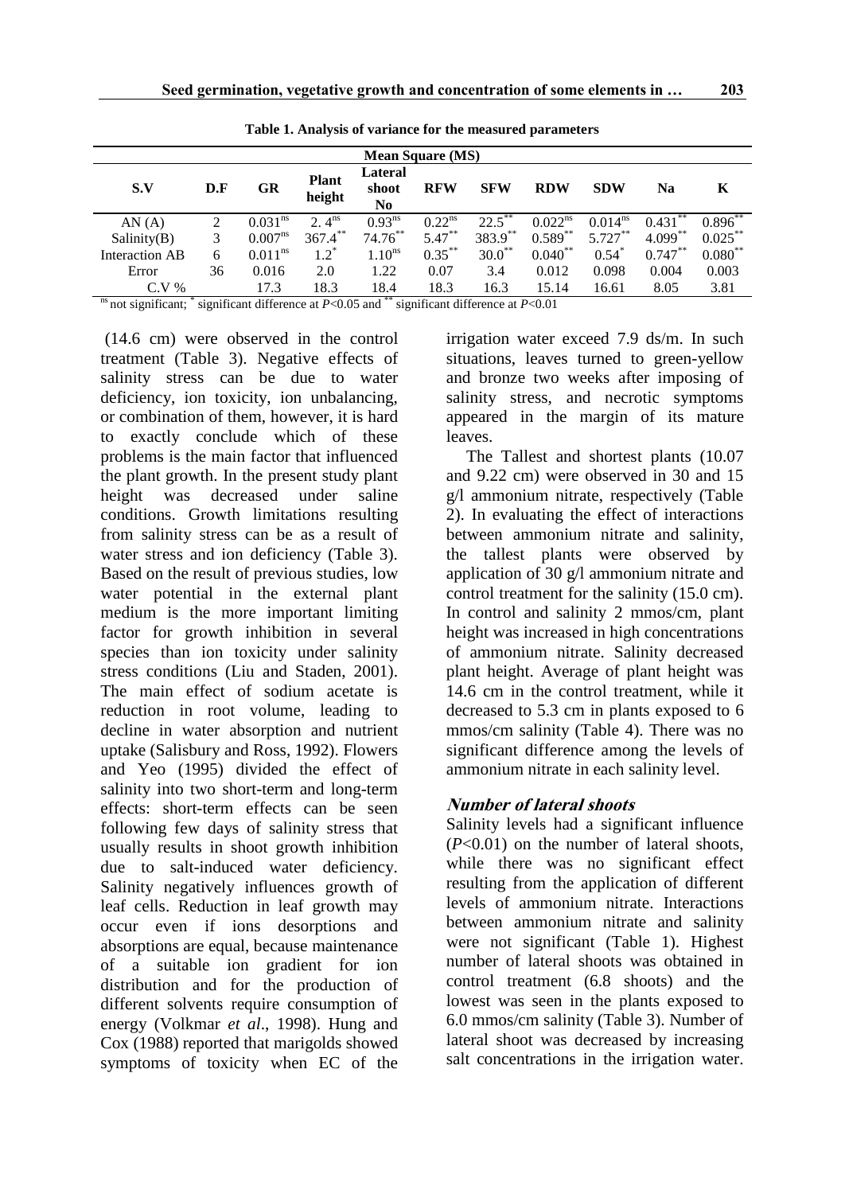**Table 1. Analysis of variance for the measured parameters**

| S.V | D.F | GR | Plant height | Lateral shoot No | RFW | SFW | RDW | SDW | Na | K |
|---|---|---|---|---|---|---|---|---|---|---|
| | | Mean Square (MS) | | | | | | | | |
| AN (A) | 2 | $0.031^{ns}$ | $2. 4^{ns}$ | $0.93^{ns}$ | $0.22^{ns}$ | $22.5^{**}$ | $0.022^{ns}$ | $0.014^{ns}$ | $0.431^{**}$ | $0.896^{**}$ |
| Salinity(B) | 3 | $0.007^{ns}$ | $367.4^{**}$ | $74.76^{**}$ | $5.47^{**}$ | $383.9^{**}$ | $0.589^{**}$ | $5.727^{**}$ | $4.099^{**}$ | $0.025^{**}$ |
| Interaction AB | 6 | $0.011^{ns}$ | $1.2^{*}$ | $1.10^{ns}$ | $0.35^{**}$ | $30.0^{**}$ | $0.040^{**}$ | $0.54^{*}$ | $0.747^{**}$ | $0.080^{**}$ |
| Error | 36 | 0.016 | 2.0 | 1.22 | 0.07 | 3.4 | 0.012 | 0.098 | 0.004 | 0.003 |
| C.V % | | 17.3 | 18.3 | 18.4 | 18.3 | 16.3 | 15.14 | 16.61 | 8.05 | 3.81 |

$^{ns}$ not significant; $^{*}$ significant difference at $P<0.05$ and $^{**}$ significant difference at $P<0.01$

(14.6 cm) were observed in the control treatment (Table 3). Negative effects of salinity stress can be due to water deficiency, ion toxicity, ion unbalancing, or combination of them, however, it is hard to exactly conclude which of these problems is the main factor that influenced the plant growth. In the present study plant height was decreased under saline conditions. Growth limitations resulting from salinity stress can be as a result of water stress and ion deficiency (Table 3). Based on the result of previous studies, low water potential in the external plant medium is the more important limiting factor for growth inhibition in several species than ion toxicity under salinity stress conditions (Liu and Staden, 2001). The main effect of sodium acetate is reduction in root volume, leading to decline in water absorption and nutrient uptake (Salisbury and Ross, 1992). Flowers and Yeo (1995) divided the effect of salinity into two short-term and long-term effects: short-term effects can be seen following few days of salinity stress that usually results in shoot growth inhibition due to salt-induced water deficiency. Salinity negatively influences growth of leaf cells. Reduction in leaf growth may occur even if ions desorptions and absorptions are equal, because maintenance of a suitable ion gradient for ion distribution and for the production of different solvents require consumption of energy (Volkmar *et al*., 1998). Hung and Cox (1988) reported that marigolds showed symptoms of toxicity when EC of the irrigation water exceed 7.9 ds/m. In such situations, leaves turned to green-yellow and bronze two weeks after imposing of salinity stress, and necrotic symptoms appeared in the margin of its mature leaves.

The Tallest and shortest plants (10.07 and 9.22 cm) were observed in 30 and 15 g/l ammonium nitrate, respectively (Table 2). In evaluating the effect of interactions between ammonium nitrate and salinity, the tallest plants were observed by application of 30 g/l ammonium nitrate and control treatment for the salinity (15.0 cm). In control and salinity 2 mmos/cm, plant height was increased in high concentrations of ammonium nitrate. Salinity decreased plant height. Average of plant height was 14.6 cm in the control treatment, while it decreased to 5.3 cm in plants exposed to 6 mmos/cm salinity (Table 4). There was no significant difference among the levels of ammonium nitrate in each salinity level.

### *Number of lateral shoots*

Salinity levels had a significant influence ($P<0.01$) on the number of lateral shoots, while there was no significant effect resulting from the application of different levels of ammonium nitrate. Interactions between ammonium nitrate and salinity were not significant (Table 1). Highest number of lateral shoots was obtained in control treatment (6.8 shoots) and the lowest was seen in the plants exposed to 6.0 mmos/cm salinity (Table 3). Number of lateral shoot was decreased by increasing salt concentrations in the irrigation water.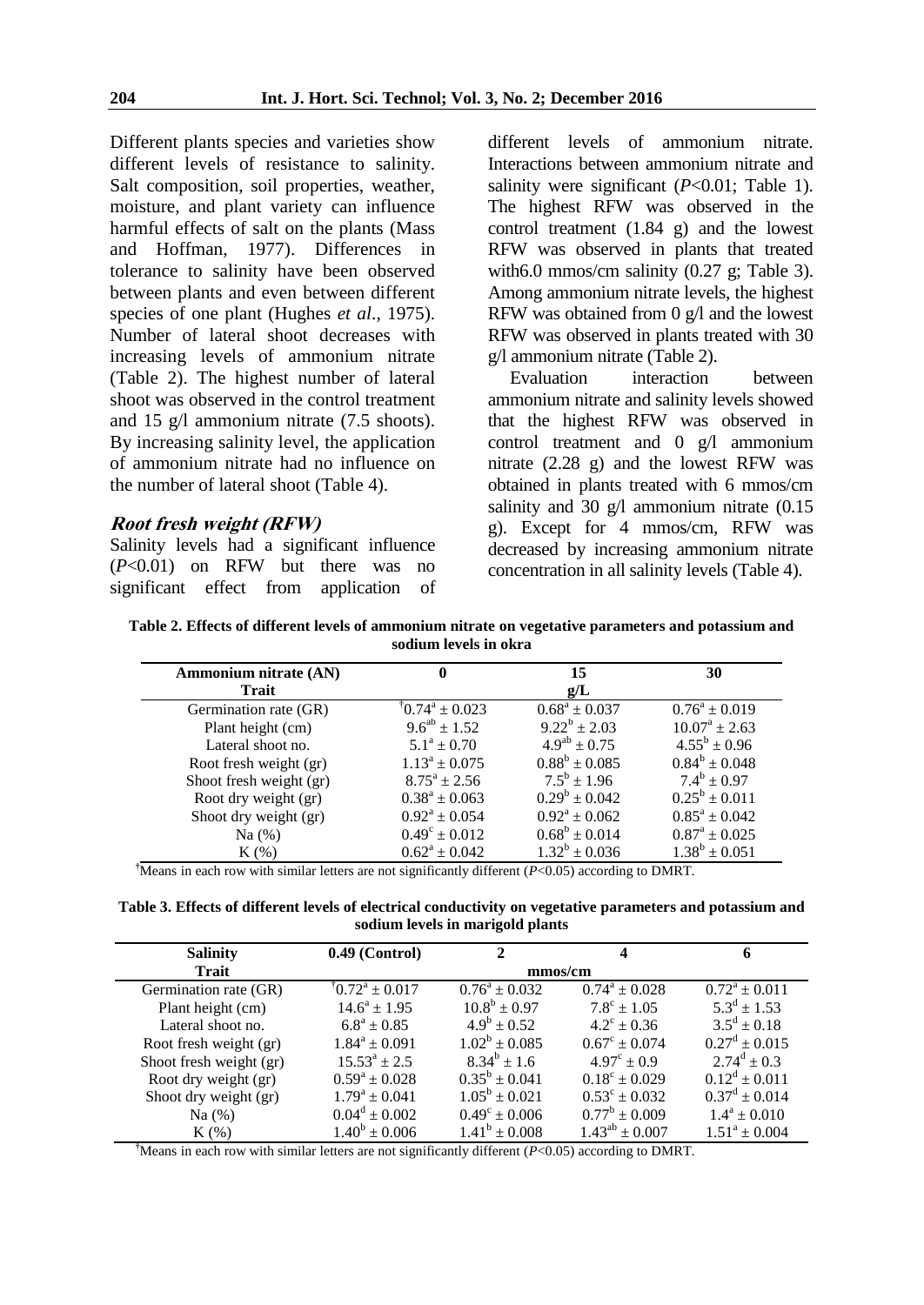Different plants species and varieties show different levels of resistance to salinity. Salt composition, soil properties, weather, moisture, and plant variety can influence harmful effects of salt on the plants (Mass and Hoffman, 1977). Differences in tolerance to salinity have been observed between plants and even between different species of one plant (Hughes *et al*., 1975). Number of lateral shoot decreases with increasing levels of ammonium nitrate (Table 2). The highest number of lateral shoot was observed in the control treatment and 15 g/l ammonium nitrate (7.5 shoots). By increasing salinity level, the application of ammonium nitrate had no influence on the number of lateral shoot (Table 4).

### Root fresh weight (RFW)

Salinity levels had a significant influence ($P$<0.01) on RFW but there was no significant effect from application of different levels of ammonium nitrate. Interactions between ammonium nitrate and salinity were significant ($P$<0.01; Table 1). The highest RFW was observed in the control treatment (1.84 g) and the lowest RFW was observed in plants that treated with6.0 mmos/cm salinity (0.27 g; Table 3). Among ammonium nitrate levels, the highest RFW was obtained from 0 g/l and the lowest RFW was observed in plants treated with 30 g/l ammonium nitrate (Table 2).

Evaluation interaction between ammonium nitrate and salinity levels showed that the highest RFW was observed in control treatment and 0 g/l ammonium nitrate (2.28 g) and the lowest RFW was obtained in plants treated with 6 mmos/cm salinity and 30 g/l ammonium nitrate (0.15 g). Except for 4 mmos/cm, RFW was decreased by increasing ammonium nitrate concentration in all salinity levels (Table 4).

**Table 2. Effects of different levels of ammonium nitrate on vegetative parameters and potassium and sodium levels in okra**

| Ammonium nitrate (AN) | 0 | 15 | 30 |
|---|---|---|---|
| Trait | | g/L | |
| Germination rate (GR) | †$0.74^{a} \pm 0.023$ | $0.68^{a} \pm 0.037$ | $0.76^{a} \pm 0.019$ |
| Plant height (cm) | $9.6^{ab} \pm 1.52$ | $9.22^{b} \pm 2.03$ | $10.07^{a} \pm 2.63$ |
| Lateral shoot no. | $5.1^{a} \pm 0.70$ | $4.9^{ab} \pm 0.75$ | $4.55^{b} \pm 0.96$ |
| Root fresh weight (gr) | $1.13^{a} \pm 0.075$ | $0.88^{b} \pm 0.085$ | $0.84^{b} \pm 0.048$ |
| Shoot fresh weight (gr) | $8.75^{a} \pm 2.56$ | $7.5^{b} \pm 1.96$ | $7.4^{b} \pm 0.97$ |
| Root dry weight (gr) | $0.38^{a} \pm 0.063$ | $0.29^{b} \pm 0.042$ | $0.25^{b} \pm 0.011$ |
| Shoot dry weight (gr) | $0.92^{a} \pm 0.054$ | $0.92^{a} \pm 0.062$ | $0.85^{a} \pm 0.042$ |
| Na (%) | $0.49^{c} \pm 0.012$ | $0.68^{b} \pm 0.014$ | $0.87^{a} \pm 0.025$ |
| K (%) | $0.62^{a} \pm 0.042$ | $1.32^{b} \pm 0.036$ | $1.38^{b} \pm 0.051$ |

†Means in each row with similar letters are not significantly different ($P$<0.05) according to DMRT.

**Table 3. Effects of different levels of electrical conductivity on vegetative parameters and potassium and sodium levels in marigold plants**

| Salinity | 0.49 (Control) | 2 | 4 | 6 |
|---|---|---|---|---|
| Trait | | mmos/cm | | |
| Germination rate (GR) | †$0.72^{a} \pm 0.017$ | $0.76^{a} \pm 0.032$ | $0.74^{a} \pm 0.028$ | $0.72^{a} \pm 0.011$ |
| Plant height (cm) | $14.6^{a} \pm 1.95$ | $10.8^{b} \pm 0.97$ | $7.8^{c} \pm 1.05$ | $5.3^{d} \pm 1.53$ |
| Lateral shoot no. | $6.8^{a} \pm 0.85$ | $4.9^{b} \pm 0.52$ | $4.2^{c} \pm 0.36$ | $3.5^{d} \pm 0.18$ |
| Root fresh weight (gr) | $1.84^{a} \pm 0.091$ | $1.02^{b} \pm 0.085$ | $0.67^{c} \pm 0.074$ | $0.27^{d} \pm 0.015$ |
| Shoot fresh weight (gr) | $15.53^{a} \pm 2.5$ | $8.34^{b} \pm 1.6$ | $4.97^{c} \pm 0.9$ | $2.74^{d} \pm 0.3$ |
| Root dry weight (gr) | $0.59^{a} \pm 0.028$ | $0.35^{b} \pm 0.041$ | $0.18^{c} \pm 0.029$ | $0.12^{d} \pm 0.011$ |
| Shoot dry weight (gr) | $1.79^{a} \pm 0.041$ | $1.05^{b} \pm 0.021$ | $0.53^{c} \pm 0.032$ | $0.37^{d} \pm 0.014$ |
| Na (%) | $0.04^{d} \pm 0.002$ | $0.49^{c} \pm 0.006$ | $0.77^{b} \pm 0.009$ | $1.4^{a} \pm 0.010$ |
| K (%) | $1.40^{b} \pm 0.006$ | $1.41^{b} \pm 0.008$ | $1.43^{ab} \pm 0.007$ | $1.51^{a} \pm 0.004$ |

†Means in each row with similar letters are not significantly different ($P$<0.05) according to DMRT.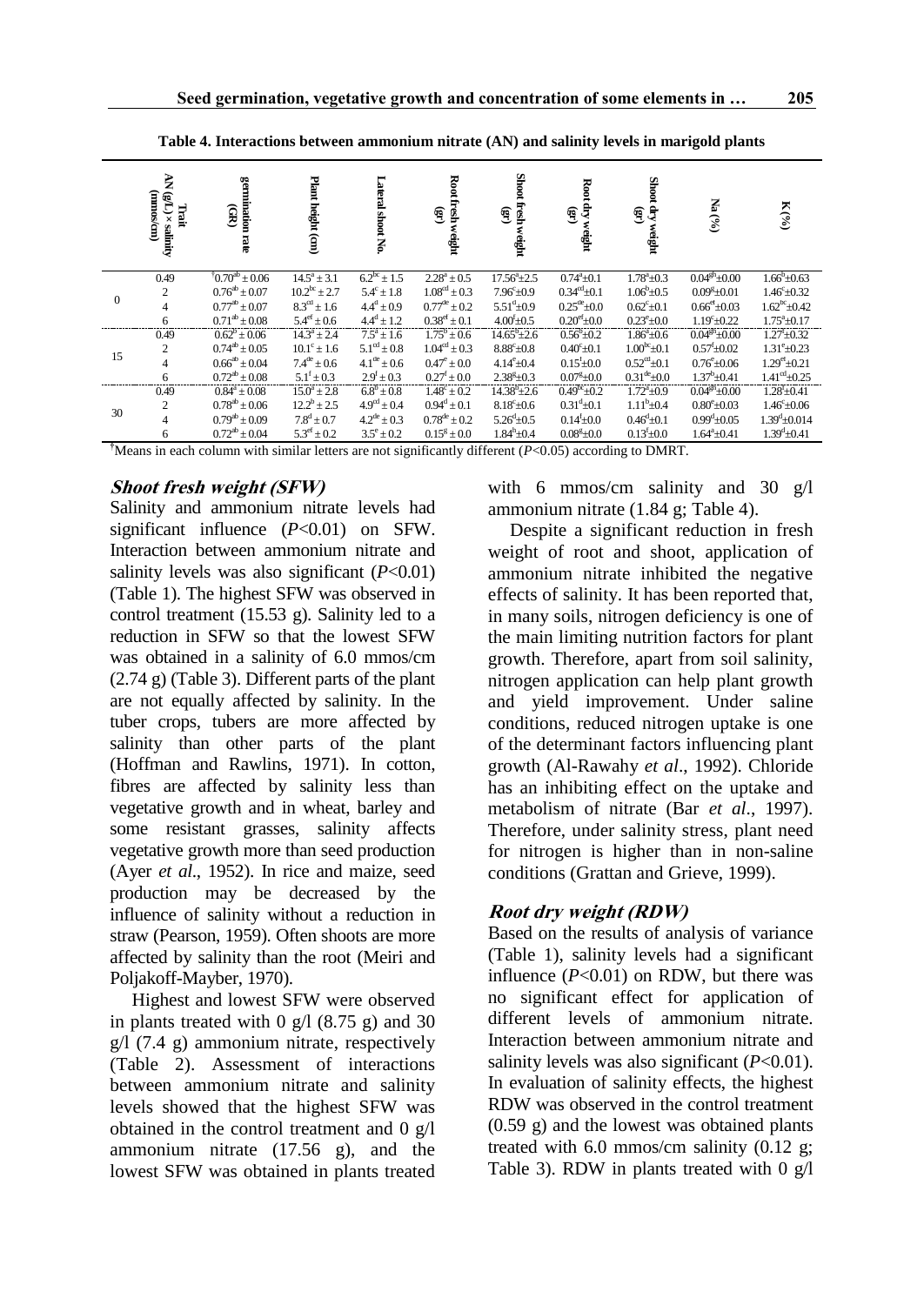**Table 4. Interactions between ammonium nitrate (AN) and salinity levels in marigold plants**

| AN (g/L) | Trait × salinity (mmos/cm) | germination rate (GR) | Plant height (cm) | Lateral shoot No. | Root fresh weight (gr) | Shoot fresh weight (gr) | Root dry weight (gr) | Shoot dry weight (gr) | Na (%) | K (%) |
|---|---|---|---|---|---|---|---|---|---|---|
| 0 | 0.49 | †$0.70^{ab} \pm 0.06$ | $14.5^{a} \pm 3.1$ | $6.2^{bc} \pm 1.5$ | $2.28^{a} \pm 0.5$ | $17.56^{a} \pm 2.5$ | $0.74^{a} \pm 0.1$ | $1.78^{a} \pm 0.3$ | $0.04^{gh} \pm 0.00$ | $1.66^{b} \pm 0.63$ |
| | 2 | $0.76^{ab} \pm 0.07$ | $10.2^{bc} \pm 2.7$ | $5.4^{c} \pm 1.8$ | $1.08^{cd} \pm 0.3$ | $7.96^{c} \pm 0.9$ | $0.34^{cd} \pm 0.1$ | $1.06^{b} \pm 0.5$ | $0.09^{g} \pm 0.01$ | $1.46^{c} \pm 0.32$ |
| | 4 | $0.77^{ab} \pm 0.07$ | $8.3^{cd} \pm 1.6$ | $4.4^{d} \pm 0.9$ | $0.77^{de} \pm 0.2$ | $5.51^{d} \pm 0.9$ | $0.25^{de} \pm 0.0$ | $0.62^{c} \pm 0.1$ | $0.66^{ef} \pm 0.03$ | $1.62^{bc} \pm 0.42$ |
| | 6 | $0.71^{ab} \pm 0.08$ | $5.4^{ef} \pm 0.6$ | $4.4^{d} \pm 1.2$ | $0.38^{ef} \pm 0.1$ | $4.00^{e} \pm 0.5$ | $0.20^{ef} \pm 0.0$ | $0.23^{e} \pm 0.0$ | $1.19^{c} \pm 0.22$ | $1.75^{a} \pm 0.17$ |
| 15 | 0.49 | $0.62^{b} \pm 0.06$ | $14.3^{a} \pm 2.4$ | $7.5^{a} \pm 1.6$ | $1.75^{b} \pm 0.6$ | $14.65^{b} \pm 2.6$ | $0.56^{b} \pm 0.2$ | $1.86^{a} \pm 0.6$ | $0.04^{gh} \pm 0.00$ | $1.27^{f} \pm 0.32$ |
| | 2 | $0.74^{ab} \pm 0.05$ | $10.1^{c} \pm 1.6$ | $5.1^{cd} \pm 0.8$ | $1.04^{cd} \pm 0.3$ | $8.88^{c} \pm 0.8$ | $0.40^{c} \pm 0.1$ | $1.00^{bc} \pm 0.1$ | $0.57^{f} \pm 0.02$ | $1.31^{e} \pm 0.23$ |
| | 4 | $0.66^{ab} \pm 0.04$ | $7.4^{de} \pm 0.6$ | $4.1^{de} \pm 0.6$ | $0.47^{e} \pm 0.0$ | $4.14^{e} \pm 0.4$ | $0.15^{f} \pm 0.0$ | $0.52^{cd} \pm 0.1$ | $0.76^{e} \pm 0.06$ | $1.29^{ef} \pm 0.21$ |
| | 6 | $0.72^{ab} \pm 0.08$ | $5.1^{f} \pm 0.3$ | $2.9^{f} \pm 0.3$ | $0.27^{f} \pm 0.0$ | $2.38^{g} \pm 0.3$ | $0.07^{g} \pm 0.0$ | $0.31^{de} \pm 0.0$ | $1.37^{b} \pm 0.41$ | $1.41^{cd} \pm 0.25$ |
| 30 | 0.49 | $0.84^{a} \pm 0.08$ | $15.0^{a} \pm 2.8$ | $6.8^{b} \pm 0.8$ | $1.48^{c} \pm 0.2$ | $14.38^{b} \pm 2.6$ | $0.49^{bc} \pm 0.2$ | $1.72^{a} \pm 0.9$ | $0.04^{gh} \pm 0.00$ | $1.28^{f} \pm 0.41$ |
| | 2 | $0.78^{ab} \pm 0.06$ | $12.2^{b} \pm 2.5$ | $4.9^{cd} \pm 0.4$ | $0.94^{d} \pm 0.1$ | $8.18^{c} \pm 0.6$ | $0.31^{d} \pm 0.1$ | $1.11^{b} \pm 0.4$ | $0.80^{e} \pm 0.03$ | $1.46^{c} \pm 0.06$ |
| | 4 | $0.79^{ab} \pm 0.09$ | $7.8^{d} \pm 0.7$ | $4.2^{de} \pm 0.3$ | $0.78^{de} \pm 0.2$ | $5.26^{d} \pm 0.5$ | $0.14^{f} \pm 0.0$ | $0.46^{d} \pm 0.1$ | $0.99^{d} \pm 0.05$ | $1.39^{d} \pm 0.014$ |
| | 6 | $0.72^{ab} \pm 0.04$ | $5.3^{ef} \pm 0.2$ | $3.5^{e} \pm 0.2$ | $0.15^{g} \pm 0.0$ | $1.84^{h} \pm 0.4$ | $0.08^{g} \pm 0.0$ | $0.13^{f} \pm 0.0$ | $1.64^{a} \pm 0.41$ | $1.39^{d} \pm 0.41$ |

†Means in each column with similar letters are not significantly different ($P<0.05$) according to DMRT.

### *Shoot fresh weight (SFW)*

Salinity and ammonium nitrate levels had significant influence ($P<0.01$) on SFW. Interaction between ammonium nitrate and salinity levels was also significant ($P<0.01$) (Table 1). The highest SFW was observed in control treatment (15.53 g). Salinity led to a reduction in SFW so that the lowest SFW was obtained in a salinity of 6.0 mmos/cm (2.74 g) (Table 3). Different parts of the plant are not equally affected by salinity. In the tuber crops, tubers are more affected by salinity than other parts of the plant (Hoffman and Rawlins, 1971). In cotton, fibres are affected by salinity less than vegetative growth and in wheat, barley and some resistant grasses, salinity affects vegetative growth more than seed production (Ayer *et al*., 1952). In rice and maize, seed production may be decreased by the influence of salinity without a reduction in straw (Pearson, 1959). Often shoots are more affected by salinity than the root (Meiri and Poljakoff-Mayber, 1970).

Highest and lowest SFW were observed in plants treated with 0 g/l (8.75 g) and 30 g/l (7.4 g) ammonium nitrate, respectively (Table 2). Assessment of interactions between ammonium nitrate and salinity levels showed that the highest SFW was obtained in the control treatment and 0 g/l ammonium nitrate (17.56 g), and the lowest SFW was obtained in plants treated with 6 mmos/cm salinity and 30 g/l ammonium nitrate (1.84 g; Table 4).

Despite a significant reduction in fresh weight of root and shoot, application of ammonium nitrate inhibited the negative effects of salinity. It has been reported that, in many soils, nitrogen deficiency is one of the main limiting nutrition factors for plant growth. Therefore, apart from soil salinity, nitrogen application can help plant growth and yield improvement. Under saline conditions, reduced nitrogen uptake is one of the determinant factors influencing plant growth (Al-Rawahy *et al*., 1992). Chloride has an inhibiting effect on the uptake and metabolism of nitrate (Bar *et al*., 1997). Therefore, under salinity stress, plant need for nitrogen is higher than in non-saline conditions (Grattan and Grieve, 1999).

### *Root dry weight (RDW)*

Based on the results of analysis of variance (Table 1), salinity levels had a significant influence ($P<0.01$) on RDW, but there was no significant effect for application of different levels of ammonium nitrate. Interaction between ammonium nitrate and salinity levels was also significant ($P<0.01$). In evaluation of salinity effects, the highest RDW was observed in the control treatment (0.59 g) and the lowest was obtained plants treated with 6.0 mmos/cm salinity (0.12 g; Table 3). RDW in plants treated with 0 g/l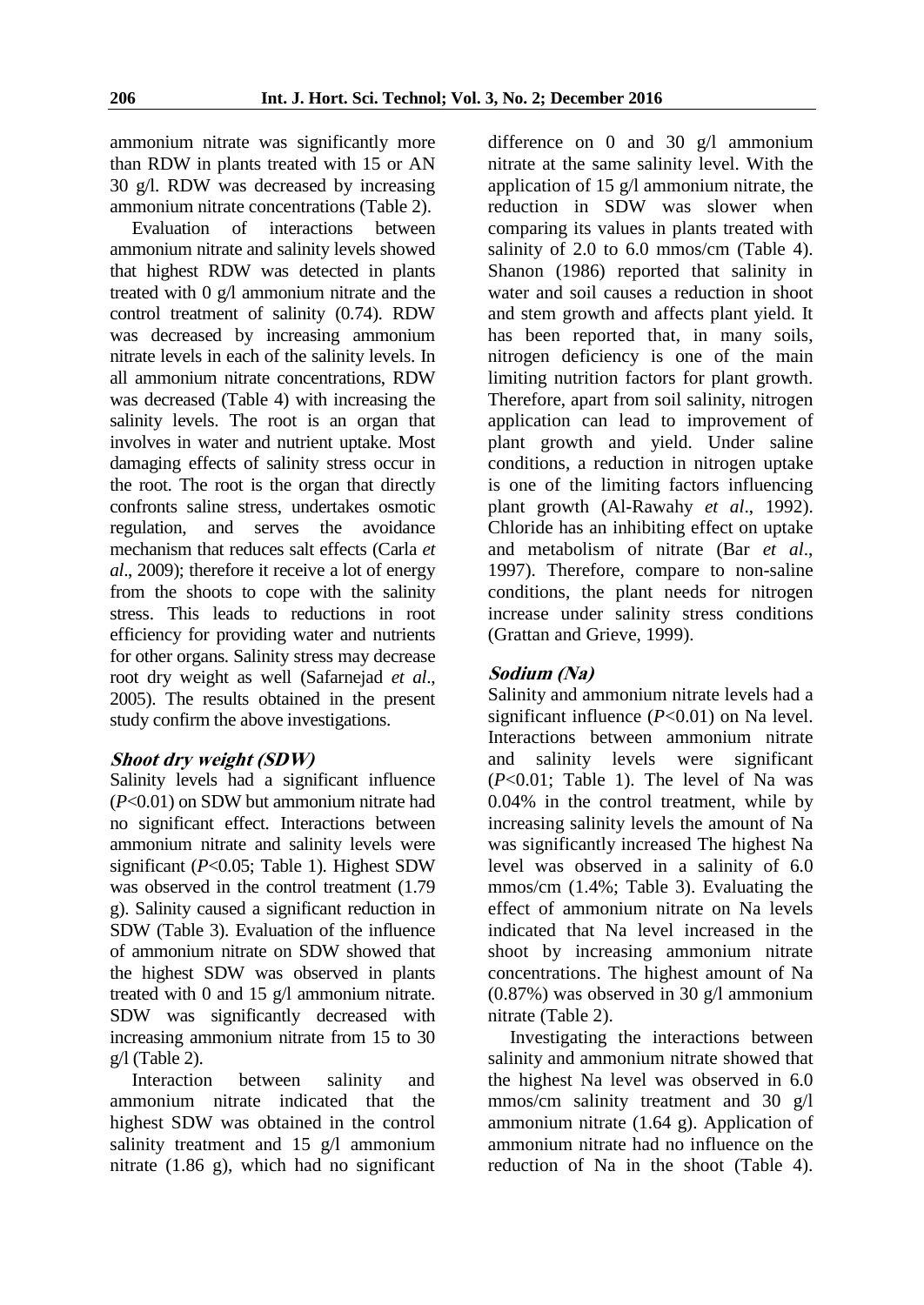ammonium nitrate was significantly more than RDW in plants treated with 15 or AN 30 g/l. RDW was decreased by increasing ammonium nitrate concentrations (Table 2).

Evaluation of interactions between ammonium nitrate and salinity levels showed that highest RDW was detected in plants treated with 0 g/l ammonium nitrate and the control treatment of salinity (0.74). RDW was decreased by increasing ammonium nitrate levels in each of the salinity levels. In all ammonium nitrate concentrations, RDW was decreased (Table 4) with increasing the salinity levels. The root is an organ that involves in water and nutrient uptake. Most damaging effects of salinity stress occur in the root. The root is the organ that directly confronts saline stress, undertakes osmotic regulation, and serves the avoidance mechanism that reduces salt effects (Carla *et al*., 2009); therefore it receive a lot of energy from the shoots to cope with the salinity stress. This leads to reductions in root efficiency for providing water and nutrients for other organs. Salinity stress may decrease root dry weight as well (Safarnejad *et al*., 2005). The results obtained in the present study confirm the above investigations.

### Shoot dry weight (SDW)

Salinity levels had a significant influence ($P$<0.01) on SDW but ammonium nitrate had no significant effect. Interactions between ammonium nitrate and salinity levels were significant ($P$<0.05; Table 1). Highest SDW was observed in the control treatment (1.79 g). Salinity caused a significant reduction in SDW (Table 3). Evaluation of the influence of ammonium nitrate on SDW showed that the highest SDW was observed in plants treated with 0 and 15 g/l ammonium nitrate. SDW was significantly decreased with increasing ammonium nitrate from 15 to 30 g/l (Table 2).

Interaction between salinity and ammonium nitrate indicated that the highest SDW was obtained in the control salinity treatment and 15 g/l ammonium nitrate (1.86 g), which had no significant difference on 0 and 30 g/l ammonium nitrate at the same salinity level. With the application of 15 g/l ammonium nitrate, the reduction in SDW was slower when comparing its values in plants treated with salinity of 2.0 to 6.0 mmos/cm (Table 4). Shanon (1986) reported that salinity in water and soil causes a reduction in shoot and stem growth and affects plant yield. It has been reported that, in many soils, nitrogen deficiency is one of the main limiting nutrition factors for plant growth. Therefore, apart from soil salinity, nitrogen application can lead to improvement of plant growth and yield. Under saline conditions, a reduction in nitrogen uptake is one of the limiting factors influencing plant growth (Al-Rawahy *et al*., 1992). Chloride has an inhibiting effect on uptake and metabolism of nitrate (Bar *et al*., 1997). Therefore, compare to non-saline conditions, the plant needs for nitrogen increase under salinity stress conditions (Grattan and Grieve, 1999).

### Sodium (Na)

Salinity and ammonium nitrate levels had a significant influence ($P$<0.01) on Na level. Interactions between ammonium nitrate and salinity levels were significant ($P$<0.01; Table 1). The level of Na was 0.04% in the control treatment, while by increasing salinity levels the amount of Na was significantly increased The highest Na level was observed in a salinity of 6.0 mmos/cm (1.4%; Table 3). Evaluating the effect of ammonium nitrate on Na levels indicated that Na level increased in the shoot by increasing ammonium nitrate concentrations. The highest amount of Na (0.87%) was observed in 30 g/l ammonium nitrate (Table 2).

Investigating the interactions between salinity and ammonium nitrate showed that the highest Na level was observed in 6.0 mmos/cm salinity treatment and 30 g/l ammonium nitrate (1.64 g). Application of ammonium nitrate had no influence on the reduction of Na in the shoot (Table 4).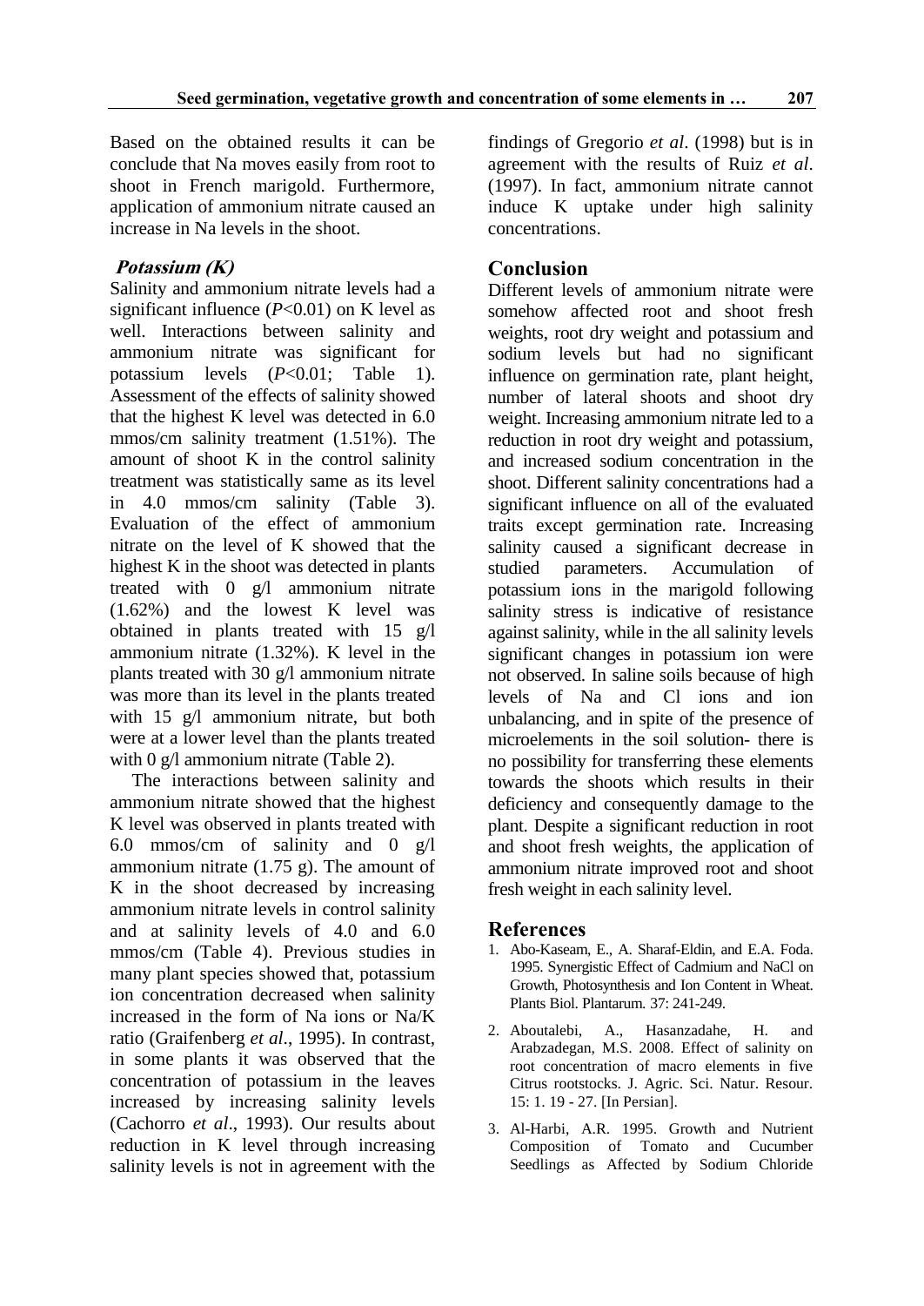Based on the obtained results it can be conclude that Na moves easily from root to shoot in French marigold. Furthermore, application of ammonium nitrate caused an increase in Na levels in the shoot.

### *Potassium (K)*

Salinity and ammonium nitrate levels had a significant influence ($P<0.01$) on K level as well. Interactions between salinity and ammonium nitrate was significant for potassium levels ($P<0.01$; Table 1). Assessment of the effects of salinity showed that the highest K level was detected in 6.0 mmos/cm salinity treatment (1.51%). The amount of shoot K in the control salinity treatment was statistically same as its level in 4.0 mmos/cm salinity (Table 3). Evaluation of the effect of ammonium nitrate on the level of K showed that the highest K in the shoot was detected in plants treated with 0 g/l ammonium nitrate (1.62%) and the lowest K level was obtained in plants treated with 15 g/l ammonium nitrate (1.32%). K level in the plants treated with 30 g/l ammonium nitrate was more than its level in the plants treated with 15 g/l ammonium nitrate, but both were at a lower level than the plants treated with 0 g/l ammonium nitrate (Table 2).

The interactions between salinity and ammonium nitrate showed that the highest K level was observed in plants treated with 6.0 mmos/cm of salinity and 0 g/l ammonium nitrate (1.75 g). The amount of K in the shoot decreased by increasing ammonium nitrate levels in control salinity and at salinity levels of 4.0 and 6.0 mmos/cm (Table 4). Previous studies in many plant species showed that, potassium ion concentration decreased when salinity increased in the form of Na ions or Na/K ratio (Graifenberg *et al*., 1995). In contrast, in some plants it was observed that the concentration of potassium in the leaves increased by increasing salinity levels (Cachorro *et al*., 1993). Our results about reduction in K level through increasing salinity levels is not in agreement with the findings of Gregorio *et al*. (1998) but is in agreement with the results of Ruiz *et al*. (1997). In fact, ammonium nitrate cannot induce K uptake under high salinity concentrations.

## Conclusion

Different levels of ammonium nitrate were somehow affected root and shoot fresh weights, root dry weight and potassium and sodium levels but had no significant influence on germination rate, plant height, number of lateral shoots and shoot dry weight. Increasing ammonium nitrate led to a reduction in root dry weight and potassium, and increased sodium concentration in the shoot. Different salinity concentrations had a significant influence on all of the evaluated traits except germination rate. Increasing salinity caused a significant decrease in studied parameters. Accumulation of potassium ions in the marigold following salinity stress is indicative of resistance against salinity, while in the all salinity levels significant changes in potassium ion were not observed. In saline soils because of high levels of Na and Cl ions and ion unbalancing, and in spite of the presence of microelements in the soil solution- there is no possibility for transferring these elements towards the shoots which results in their deficiency and consequently damage to the plant. Despite a significant reduction in root and shoot fresh weights, the application of ammonium nitrate improved root and shoot fresh weight in each salinity level.

## References

1. Abo-Kaseam, E., A. Sharaf-Eldin, and E.A. Foda. 1995. Synergistic Effect of Cadmium and NaCl on Growth, Photosynthesis and Ion Content in Wheat. Plants Biol. Plantarum. 37: 241-249.
2. Aboutalebi, A., Hasanzadahe, H. and Arabzadegan, M.S. 2008. Effect of salinity on root concentration of macro elements in five Citrus rootstocks. J. Agric. Sci. Natur. Resour. 15: 1. 19 - 27. [In Persian].
3. Al-Harbi, A.R. 1995. Growth and Nutrient Composition of Tomato and Cucumber Seedlings as Affected by Sodium Chloride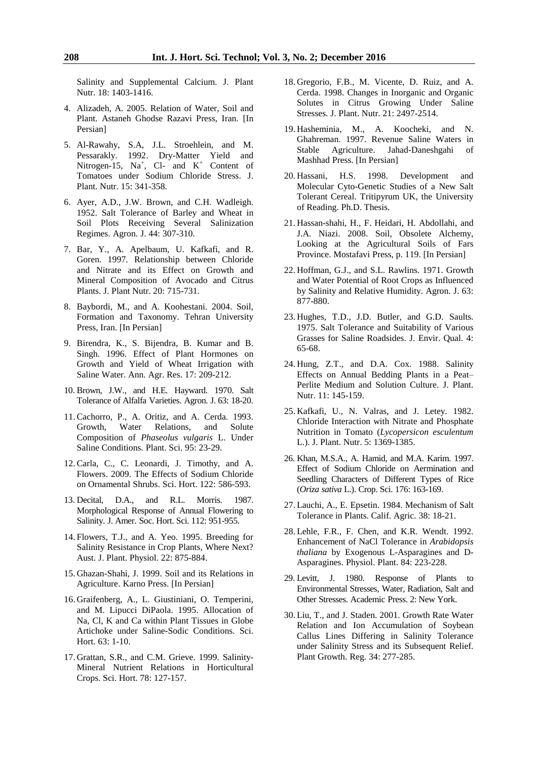Salinity and Supplemental Calcium. J. Plant Nutr. 18: 1403-1416.

4. Alizadeh, A. 2005. Relation of Water, Soil and Plant. Astaneh Ghodse Razavi Press, Iran. [In Persian]

5. Al-Rawahy, S.A, J.L. Stroehlein, and M. Pessarakly. 1992. Dry-Matter Yield and Nitrogen-15, $Na^{+}$, Cl- and $K^{+}$ Content of Tomatoes under Sodium Chloride Stress. J. Plant. Nutr. 15: 341-358.

6. Ayer, A.D., J.W. Brown, and C.H. Wadleigh. 1952. Salt Tolerance of Barley and Wheat in Soil Plots Receiving Several Salinization Regimes. Agron. J. 44: 307-310.

7. Bar, Y., A. Apelbaum, U. Kafkafi, and R. Goren. 1997. Relationship between Chloride and Nitrate and its Effect on Growth and Mineral Composition of Avocado and Citrus Plants. J. Plant Nutr. 20: 715-731.

8. Baybordi, M., and A. Koohestani. 2004. Soil, Formation and Taxonomy. Tehran University Press, Iran. [In Persian]

9. Birendra, K., S. Bijendra, B. Kumar and B. Singh. 1996. Effect of Plant Hormones on Growth and Yield of Wheat Irrigation with Saline Water. Ann. Agr. Res. 17: 209-212.

10. Brown, J.W., and H.E. Hayward. 1970. Salt Tolerance of Alfalfa Varieties. Agron. J. 63: 18-20.

11. Cachorro, P., A. Oritiz, and A. Cerda. 1993. Growth, Water Relations, and Solute Composition of *Phaseolus vulgaris* L. Under Saline Conditions. Plant. Sci. 95: 23-29.

12. Carla, C., C. Leonardi, J. Timothy, and A. Flowers. 2009. The Effects of Sodium Chloride on Ornamental Shrubs. Sci. Hort. 122: 586-593.

13. Decital, D.A., and R.L. Morris. 1987. Morphological Response of Annual Flowering to Salinity. J. Amer. Soc. Hort. Sci. 112: 951-955.

14. Flowers, T.J., and A. Yeo. 1995. Breeding for Salinity Resistance in Crop Plants, Where Next? Aust. J. Plant. Physiol. 22: 875-884.

15. Ghazan-Shahi, J. 1999. Soil and its Relations in Agriculture. Karno Press. [In Persian]

16. Graifenberg, A., L. Giustiniani, O. Temperini, and M. Lipucci DiPaola. 1995. Allocation of Na, Cl, K and Ca within Plant Tissues in Globe Artichoke under Saline-Sodic Conditions. Sci. Hort. 63: 1-10.

17. Grattan, S.R., and C.M. Grieve. 1999. Salinity-Mineral Nutrient Relations in Horticultural Crops. Sci. Hort. 78: 127-157.

18. Gregorio, F.B., M. Vicente, D. Ruiz, and A. Cerda. 1998. Changes in Inorganic and Organic Solutes in Citrus Growing Under Saline Stresses. J. Plant. Nutr. 21: 2497-2514.

19. Hasheminia, M., A. Koocheki, and N. Ghahreman. 1997. Revenue Saline Waters in Stable Agriculture. Jahad-Daneshgahi of Mashhad Press. [In Persian]

20. Hassani, H.S. 1998. Development and Molecular Cyto-Genetic Studies of a New Salt Tolerant Cereal. Tritipyrum UK, the University of Reading. Ph.D. Thesis.

21. Hassan-shahi, H., F. Heidari, H. Abdollahi, and J.A. Niazi. 2008. Soil, Obsolete Alchemy, Looking at the Agricultural Soils of Fars Province. Mostafavi Press, p. 119. [In Persian]

22. Hoffman, G.J., and S.L. Rawlins. 1971. Growth and Water Potential of Root Crops as Influenced by Salinity and Relative Humidity. Agron. J. 63: 877-880.

23. Hughes, T.D., J.D. Butler, and G.D. Saults. 1975. Salt Tolerance and Suitability of Various Grasses for Saline Roadsides. J. Envir. Qual. 4: 65-68.

24. Hung, Z.T., and D.A. Cox. 1988. Salinity Effects on Annual Bedding Plants in a Peat–Perlite Medium and Solution Culture. J. Plant. Nutr. 11: 145-159.

25. Kafkafi, U., N. Valras, and J. Letey. 1982. Chloride Interaction with Nitrate and Phosphate Nutrition in Tomato (*Lycopersicon esculentum* L.). J. Plant. Nutr. 5: 1369-1385.

26. Khan, M.S.A., A. Hamid, and M.A. Karim. 1997. Effect of Sodium Chloride on Aermination and Seedling Characters of Different Types of Rice (*Oriza sativa* L.). Crop. Sci. 176: 163-169.

27. Lauchi, A., E. Epsetin. 1984. Mechanism of Salt Tolerance in Plants. Calif. Agric. 38: 18-21.

28. Lehle, F.R., F. Chen, and K.R. Wendt. 1992. Enhancement of NaCl Tolerance in *Arabidopsis thaliana* by Exogenous L-Asparagines and D-Asparagines. Physiol. Plant. 84: 223-228.

29. Levitt, J. 1980. Response of Plants to Environmental Stresses, Water, Radiation, Salt and Other Stresses. Academic Press. 2: New York.

30. Liu, T., and J. Staden. 2001. Growth Rate Water Relation and Ion Accumulation of Soybean Callus Lines Differing in Salinity Tolerance under Salinity Stress and its Subsequent Relief. Plant Growth. Reg. 34: 277-285.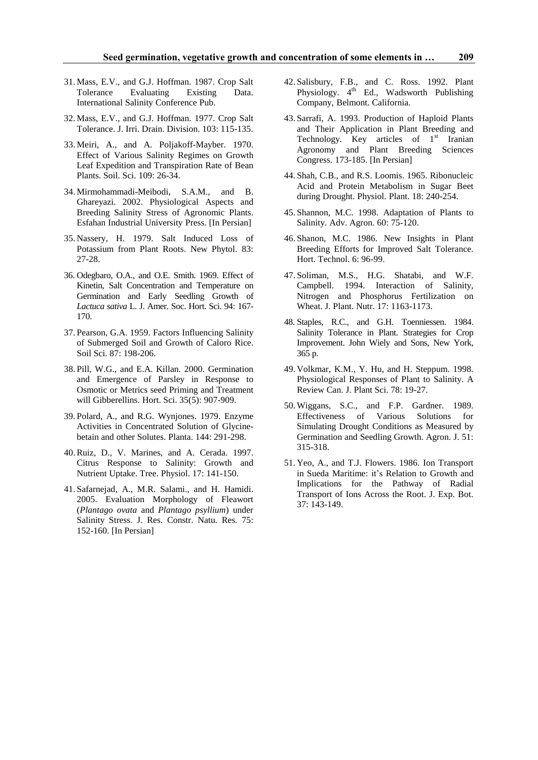31. Mass, E.V., and G.J. Hoffman. 1987. Crop Salt Tolerance Evaluating Existing Data. International Salinity Conference Pub.

32. Mass, E.V., and G.J. Hoffman. 1977. Crop Salt Tolerance. J. Irri. Drain. Division. 103: 115-135.

33. Meiri, A., and A. Poljakoff-Mayber. 1970. Effect of Various Salinity Regimes on Growth Leaf Expedition and Transpiration Rate of Bean Plants. Soil. Sci. 109: 26-34.

34. Mirmohammadi-Meibodi, S.A.M., and B. Ghareyazi. 2002. Physiological Aspects and Breeding Salinity Stress of Agronomic Plants. Esfahan Industrial University Press. [In Persian]

35. Nassery, H. 1979. Salt Induced Loss of Potassium from Plant Roots. New Phytol. 83: 27-28.

36. Odegbaro, O.A., and O.E. Smith. 1969. Effect of Kinetin, Salt Concentration and Temperature on Germination and Early Seedling Growth of *Lactuca sativa* L. J. Amer. Soc. Hort. Sci. 94: 167-170.

37. Pearson, G.A. 1959. Factors Influencing Salinity of Submerged Soil and Growth of Caloro Rice. Soil Sci. 87: 198-206.

38. Pill, W.G., and E.A. Killan. 2000. Germination and Emergence of Parsley in Response to Osmotic or Metrics seed Priming and Treatment will Gibberellins. Hort. Sci. 35(5): 907-909.

39. Polard, A., and R.G. Wynjones. 1979. Enzyme Activities in Concentrated Solution of Glycine-betain and other Solutes. Planta. 144: 291-298.

40. Ruiz, D., V. Marines, and A. Cerada. 1997. Citrus Response to Salinity: Growth and Nutrient Uptake. Tree. Physiol. 17: 141-150.

41. Safarnejad, A., M.R. Salami., and H. Hamidi. 2005. Evaluation Morphology of Fleawort (*Plantago ovata* and *Plantago psyllium*) under Salinity Stress. J. Res. Constr. Natu. Res. 75: 152-160. [In Persian]

42. Salisbury, F.B., and C. Ross. 1992. Plant Physiology. 4th Ed., Wadsworth Publishing Company, Belmont. California.

43. Sarrafi, A. 1993. Production of Haploid Plants and Their Application in Plant Breeding and Technology. Key articles of 1st Iranian Agronomy and Plant Breeding Sciences Congress. 173-185. [In Persian]

44. Shah, C.B., and R.S. Loomis. 1965. Ribonucleic Acid and Protein Metabolism in Sugar Beet during Drought. Physiol. Plant. 18: 240-254.

45. Shannon, M.C. 1998. Adaptation of Plants to Salinity. Adv. Agron. 60: 75-120.

46. Shanon, M.C. 1986. New Insights in Plant Breeding Efforts for Improved Salt Tolerance. Hort. Technol. 6: 96-99.

47. Soliman, M.S., H.G. Shatabi, and W.F. Campbell. 1994. Interaction of Salinity, Nitrogen and Phosphorus Fertilization on Wheat. J. Plant. Nutr. 17: 1163-1173.

48. Staples, R.C., and G.H. Toenniessen. 1984. Salinity Tolerance in Plant. Strategies for Crop Improvement. John Wiely and Sons, New York, 365 p.

49. Volkmar, K.M., Y. Hu, and H. Steppum. 1998. Physiological Responses of Plant to Salinity. A Review Can. J. Plant Sci. 78: 19-27.

50. Wiggans, S.C., and F.P. Gardner. 1989. Effectiveness of Various Solutions for Simulating Drought Conditions as Measured by Germination and Seedling Growth. Agron. J. 51: 315-318.

51. Yeo, A., and T.J. Flowers. 1986. Ion Transport in Sueda Maritime: it's Relation to Growth and Implications for the Pathway of Radial Transport of Ions Across the Root. J. Exp. Bot. 37: 143-149.